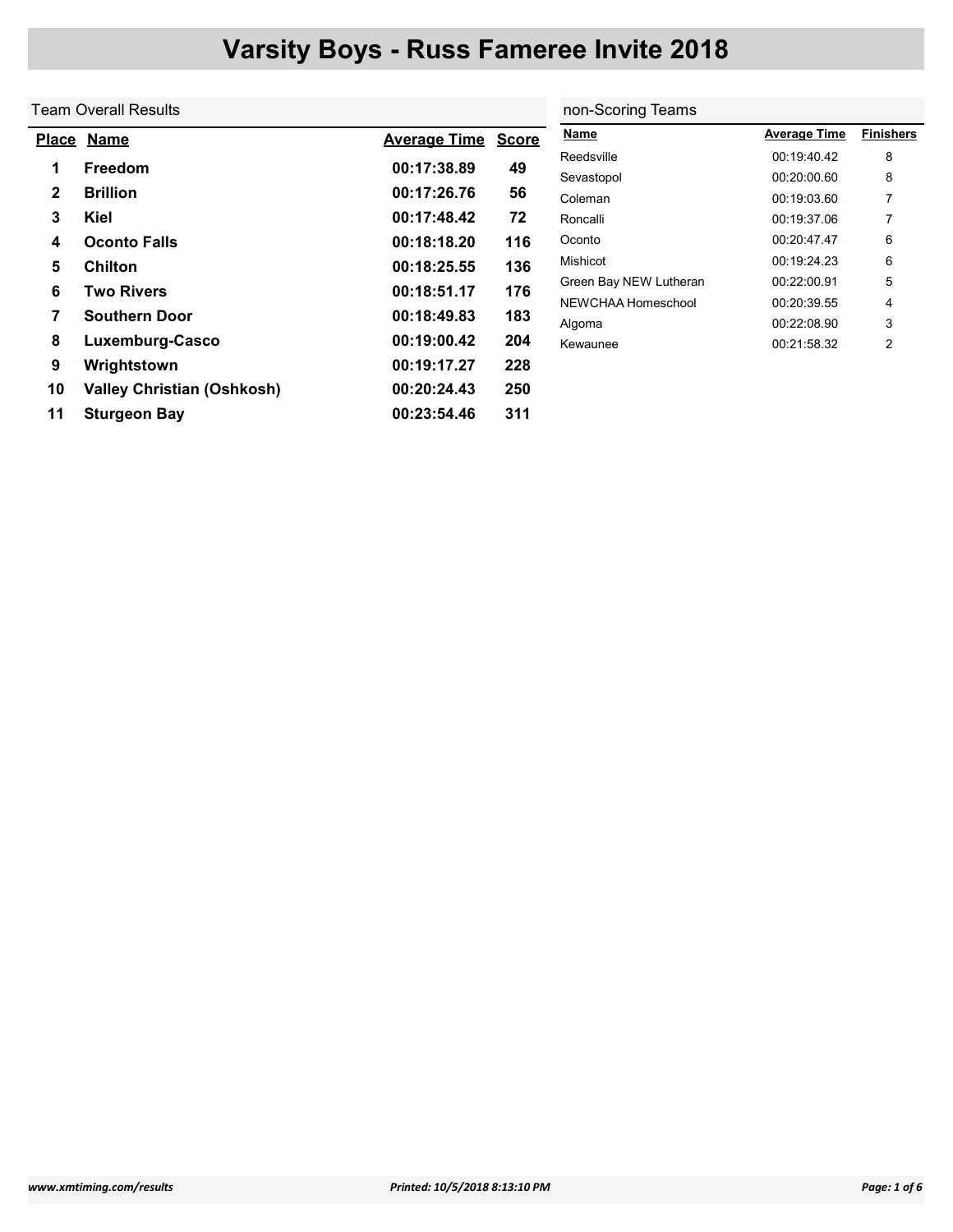# Varsity Boys - Russ Fameree Invite 2018

## Team Overall Results

| Place | Name | Average Time | Score |
|---|---|---|---|
| 1 | Freedom | 00:17:38.89 | 49 |
| 2 | Brillion | 00:17:26.76 | 56 |
| 3 | Kiel | 00:17:48.42 | 72 |
| 4 | Oconto Falls | 00:18:18.20 | 116 |
| 5 | Chilton | 00:18:25.55 | 136 |
| 6 | Two Rivers | 00:18:51.17 | 176 |
| 7 | Southern Door | 00:18:49.83 | 183 |
| 8 | Luxemburg-Casco | 00:19:00.42 | 204 |
| 9 | Wrightstown | 00:19:17.27 | 228 |
| 10 | Valley Christian (Oshkosh) | 00:20:24.43 | 250 |
| 11 | Sturgeon Bay | 00:23:54.46 | 311 |

## non-Scoring Teams

| Name | Average Time | Finishers |
|---|---|---|
| Reedsville | 00:19:40.42 | 8 |
| Sevastopol | 00:20:00.60 | 8 |
| Coleman | 00:19:03.60 | 7 |
| Roncalli | 00:19:37.06 | 7 |
| Oconto | 00:20:47.47 | 6 |
| Mishicot | 00:19:24.23 | 6 |
| Green Bay NEW Lutheran | 00:22:00.91 | 5 |
| NEWCHAA Homeschool | 00:20:39.55 | 4 |
| Algoma | 00:22:08.90 | 3 |
| Kewaunee | 00:21:58.32 | 2 |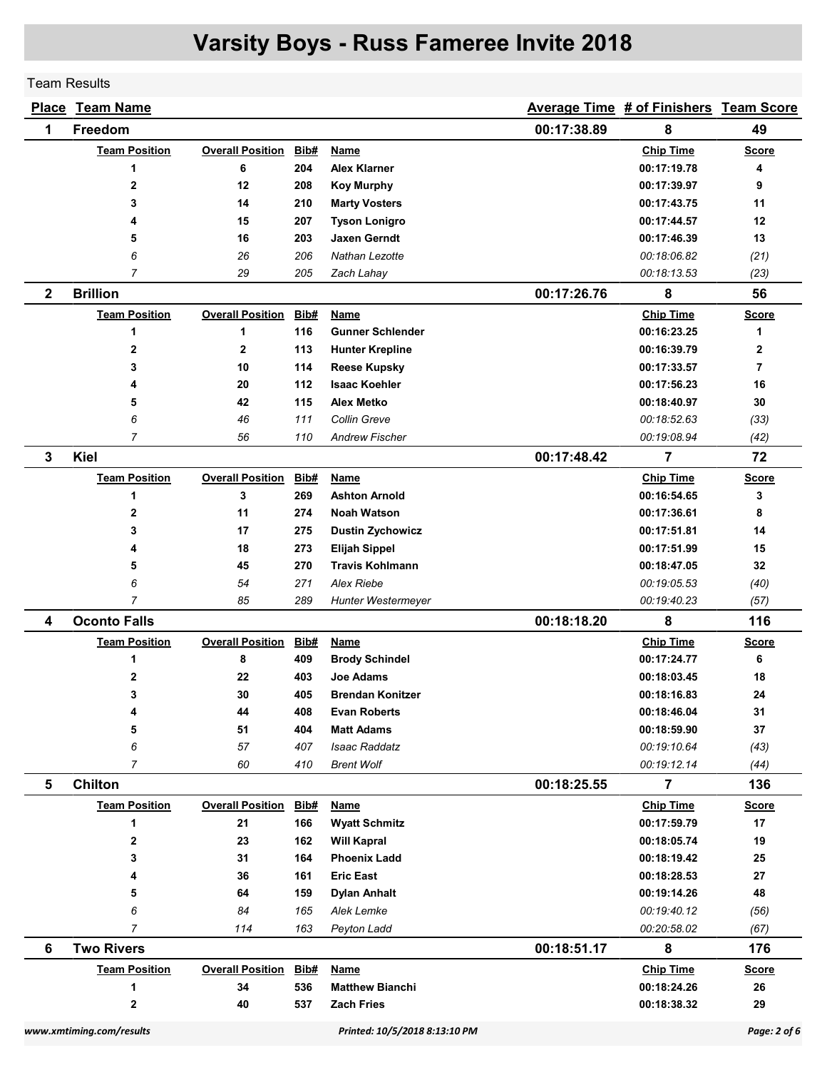# Varsity Boys - Russ Fameree Invite 2018

Team Results

| Place | Team Name | Average Time | # of Finishers | Team Score |
|---|---|---|---|---|
| 1 | Freedom | 00:17:38.89 | 8 | 49 |

| Team Position | Overall Position | Bib# | Name | Chip Time | Score |
|---|---|---|---|---|---|
| **1** | **6** | **204** | **Alex Klarner** | **00:17:19.78** | **4** |
| **2** | **12** | **208** | **Koy Murphy** | **00:17:39.97** | **9** |
| **3** | **14** | **210** | **Marty Vosters** | **00:17:43.75** | **11** |
| **4** | **15** | **207** | **Tyson Lonigro** | **00:17:44.57** | **12** |
| **5** | **16** | **203** | **Jaxen Gerndt** | **00:17:46.39** | **13** |
| *6* | *26* | *206* | *Nathan Lezotte* | *00:18:06.82* | *(21)* |
| *7* | *29* | *205* | *Zach Lahay* | *00:18:13.53* | *(23)* |

| Place | Team Name | Average Time | # of Finishers | Team Score |
|---|---|---|---|---|
| 2 | Brillion | 00:17:26.76 | 8 | 56 |

| Team Position | Overall Position | Bib# | Name | Chip Time | Score |
|---|---|---|---|---|---|
| **1** | **1** | **116** | **Gunner Schlender** | **00:16:23.25** | **1** |
| **2** | **2** | **113** | **Hunter Krepline** | **00:16:39.79** | **2** |
| **3** | **10** | **114** | **Reese Kupsky** | **00:17:33.57** | **7** |
| **4** | **20** | **112** | **Isaac Koehler** | **00:17:56.23** | **16** |
| **5** | **42** | **115** | **Alex Metko** | **00:18:40.97** | **30** |
| *6* | *46* | *111* | *Collin Greve* | *00:18:52.63* | *(33)* |
| *7* | *56* | *110* | *Andrew Fischer* | *00:19:08.94* | *(42)* |

| Place | Team Name | Average Time | # of Finishers | Team Score |
|---|---|---|---|---|
| 3 | Kiel | 00:17:48.42 | 7 | 72 |

| Team Position | Overall Position | Bib# | Name | Chip Time | Score |
|---|---|---|---|---|---|
| **1** | **3** | **269** | **Ashton Arnold** | **00:16:54.65** | **3** |
| **2** | **11** | **274** | **Noah Watson** | **00:17:36.61** | **8** |
| **3** | **17** | **275** | **Dustin Zychowicz** | **00:17:51.81** | **14** |
| **4** | **18** | **273** | **Elijah Sippel** | **00:17:51.99** | **15** |
| **5** | **45** | **270** | **Travis Kohlmann** | **00:18:47.05** | **32** |
| *6* | *54* | *271* | *Alex Riebe* | *00:19:05.53* | *(40)* |
| *7* | *85* | *289* | *Hunter Westermeyer* | *00:19:40.23* | *(57)* |

| Place | Team Name | Average Time | # of Finishers | Team Score |
|---|---|---|---|---|
| 4 | Oconto Falls | 00:18:18.20 | 8 | 116 |

| Team Position | Overall Position | Bib# | Name | Chip Time | Score |
|---|---|---|---|---|---|
| **1** | **8** | **409** | **Brody Schindel** | **00:17:24.77** | **6** |
| **2** | **22** | **403** | **Joe Adams** | **00:18:03.45** | **18** |
| **3** | **30** | **405** | **Brendan Konitzer** | **00:18:16.83** | **24** |
| **4** | **44** | **408** | **Evan Roberts** | **00:18:46.04** | **31** |
| **5** | **51** | **404** | **Matt Adams** | **00:18:59.90** | **37** |
| *6* | *57* | *407* | *Isaac Raddatz* | *00:19:10.64* | *(43)* |
| *7* | *60* | *410* | *Brent Wolf* | *00:19:12.14* | *(44)* |

| Place | Team Name | Average Time | # of Finishers | Team Score |
|---|---|---|---|---|
| 5 | Chilton | 00:18:25.55 | 7 | 136 |

| Team Position | Overall Position | Bib# | Name | Chip Time | Score |
|---|---|---|---|---|---|
| **1** | **21** | **166** | **Wyatt Schmitz** | **00:17:59.79** | **17** |
| **2** | **23** | **162** | **Will Kapral** | **00:18:05.74** | **19** |
| **3** | **31** | **164** | **Phoenix Ladd** | **00:18:19.42** | **25** |
| **4** | **36** | **161** | **Eric East** | **00:18:28.53** | **27** |
| **5** | **64** | **159** | **Dylan Anhalt** | **00:19:14.26** | **48** |
| *6* | *84* | *165* | *Alek Lemke* | *00:19:40.12* | *(56)* |
| *7* | *114* | *163* | *Peyton Ladd* | *00:20:58.02* | *(67)* |

| Place | Team Name | Average Time | # of Finishers | Team Score |
|---|---|---|---|---|
| 6 | Two Rivers | 00:18:51.17 | 8 | 176 |

| Team Position | Overall Position | Bib# | Name | Chip Time | Score |
|---|---|---|---|---|---|
| **1** | **34** | **536** | **Matthew Bianchi** | **00:18:24.26** | **26** |
| **2** | **40** | **537** | **Zach Fries** | **00:18:38.32** | **29** |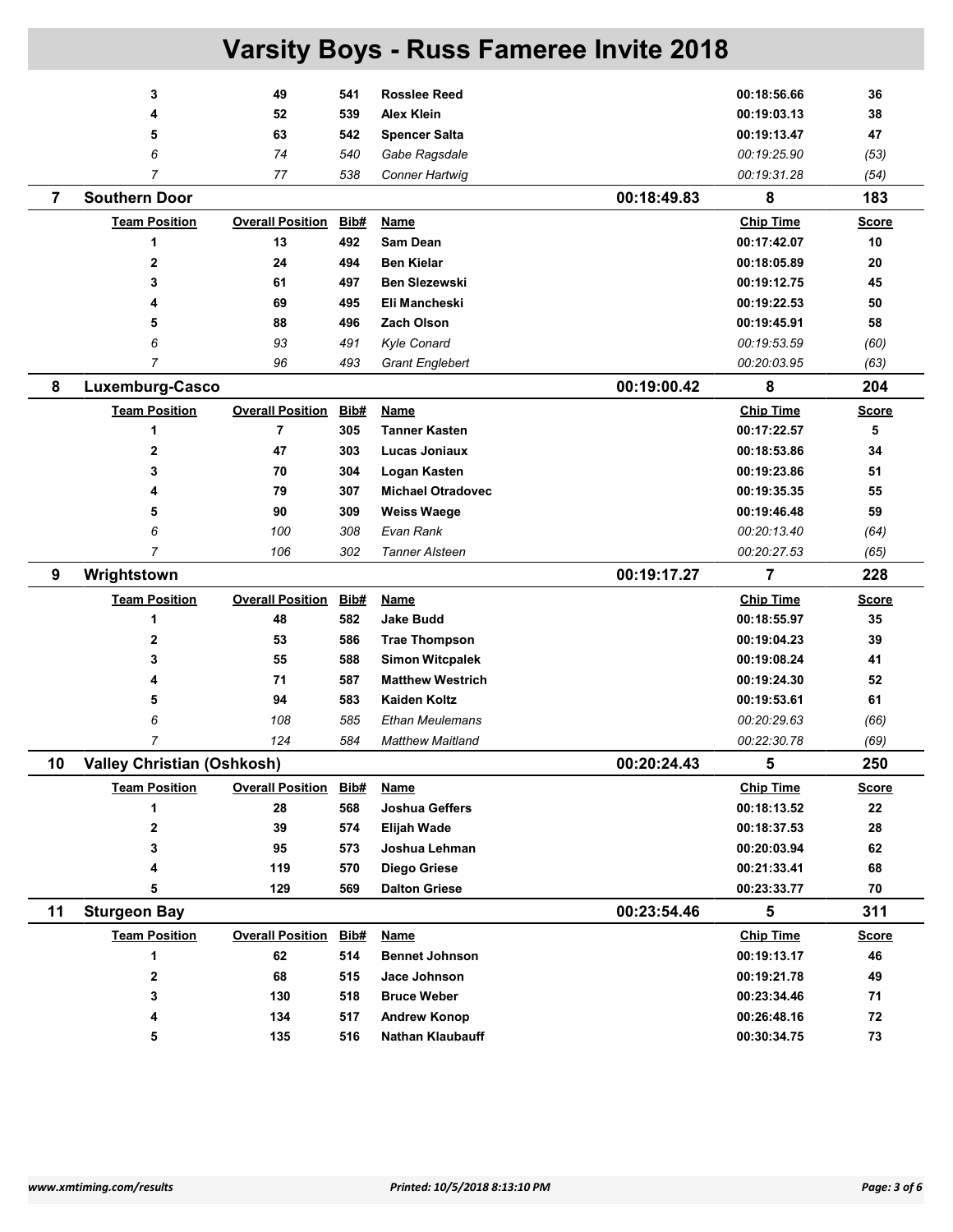# Varsity Boys - Russ Fameree Invite 2018

| Team Position | Overall Position | Bib# | Name | Chip Time | Score |
|---|---|---|---|---|---|
| **3** | **49** | **541** | **Rosslee Reed** | **00:18:56.66** | **36** |
| **4** | **52** | **539** | **Alex Klein** | **00:19:03.13** | **38** |
| **5** | **63** | **542** | **Spencer Salta** | **00:19:13.47** | **47** |
| *6* | *74* | *540* | *Gabe Ragsdale* | *00:19:25.90* | *(53)* |
| *7* | *77* | *538* | *Conner Hartwig* | *00:19:31.28* | *(54)* |

## 7 Southern Door — 00:18:49.83 — 8 — 183

| Team Position | Overall Position | Bib# | Name | Chip Time | Score |
|---|---|---|---|---|---|
| **1** | **13** | **492** | **Sam Dean** | **00:17:42.07** | **10** |
| **2** | **24** | **494** | **Ben Kielar** | **00:18:05.89** | **20** |
| **3** | **61** | **497** | **Ben Slezewski** | **00:19:12.75** | **45** |
| **4** | **69** | **495** | **Eli Mancheski** | **00:19:22.53** | **50** |
| **5** | **88** | **496** | **Zach Olson** | **00:19:45.91** | **58** |
| *6* | *93* | *491* | *Kyle Conard* | *00:19:53.59* | *(60)* |
| *7* | *96* | *493* | *Grant Englebert* | *00:20:03.95* | *(63)* |

## 8 Luxemburg-Casco — 00:19:00.42 — 8 — 204

| Team Position | Overall Position | Bib# | Name | Chip Time | Score |
|---|---|---|---|---|---|
| **1** | **7** | **305** | **Tanner Kasten** | **00:17:22.57** | **5** |
| **2** | **47** | **303** | **Lucas Joniaux** | **00:18:53.86** | **34** |
| **3** | **70** | **304** | **Logan Kasten** | **00:19:23.86** | **51** |
| **4** | **79** | **307** | **Michael Otradovec** | **00:19:35.35** | **55** |
| **5** | **90** | **309** | **Weiss Waege** | **00:19:46.48** | **59** |
| *6* | *100* | *308* | *Evan Rank* | *00:20:13.40* | *(64)* |
| *7* | *106* | *302* | *Tanner Alsteen* | *00:20:27.53* | *(65)* |

## 9 Wrightstown — 00:19:17.27 — 7 — 228

| Team Position | Overall Position | Bib# | Name | Chip Time | Score |
|---|---|---|---|---|---|
| **1** | **48** | **582** | **Jake Budd** | **00:18:55.97** | **35** |
| **2** | **53** | **586** | **Trae Thompson** | **00:19:04.23** | **39** |
| **3** | **55** | **588** | **Simon Witcpalek** | **00:19:08.24** | **41** |
| **4** | **71** | **587** | **Matthew Westrich** | **00:19:24.30** | **52** |
| **5** | **94** | **583** | **Kaiden Koltz** | **00:19:53.61** | **61** |
| *6* | *108* | *585* | *Ethan Meulemans* | *00:20:29.63* | *(66)* |
| *7* | *124* | *584* | *Matthew Maitland* | *00:22:30.78* | *(69)* |

## 10 Valley Christian (Oshkosh) — 00:20:24.43 — 5 — 250

| Team Position | Overall Position | Bib# | Name | Chip Time | Score |
|---|---|---|---|---|---|
| **1** | **28** | **568** | **Joshua Geffers** | **00:18:13.52** | **22** |
| **2** | **39** | **574** | **Elijah Wade** | **00:18:37.53** | **28** |
| **3** | **95** | **573** | **Joshua Lehman** | **00:20:03.94** | **62** |
| **4** | **119** | **570** | **Diego Griese** | **00:21:33.41** | **68** |
| **5** | **129** | **569** | **Dalton Griese** | **00:23:33.77** | **70** |

## 11 Sturgeon Bay — 00:23:54.46 — 5 — 311

| Team Position | Overall Position | Bib# | Name | Chip Time | Score |
|---|---|---|---|---|---|
| **1** | **62** | **514** | **Bennet Johnson** | **00:19:13.17** | **46** |
| **2** | **68** | **515** | **Jace Johnson** | **00:19:21.78** | **49** |
| **3** | **130** | **518** | **Bruce Weber** | **00:23:34.46** | **71** |
| **4** | **134** | **517** | **Andrew Konop** | **00:26:48.16** | **72** |
| **5** | **135** | **516** | **Nathan Klaubauff** | **00:30:34.75** | **73** |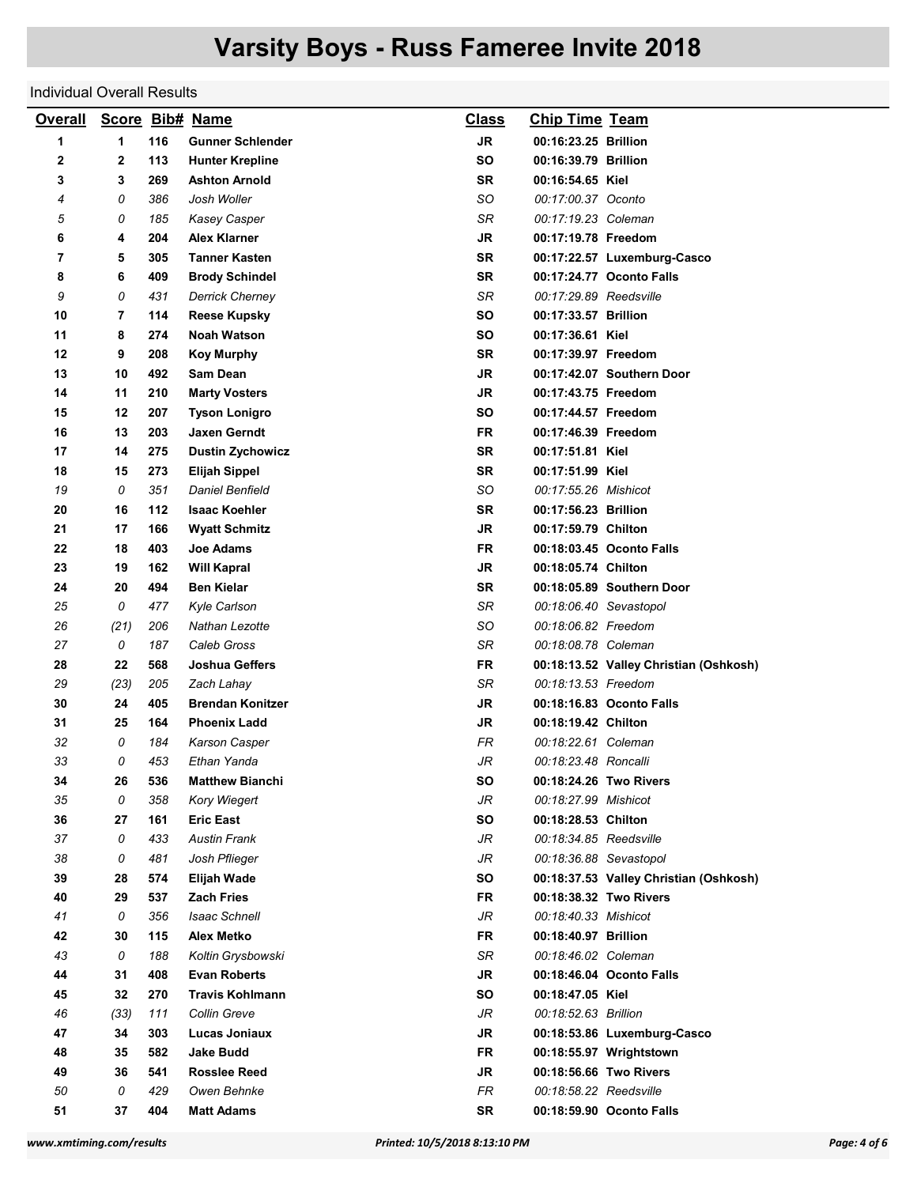# Varsity Boys - Russ Fameree Invite 2018

Individual Overall Results

| Overall | Score | Bib# | Name | Class | Chip Time | Team |
|---|---|---|---|---|---|---|
| **1** | **1** | **116** | **Gunner Schlender** | **JR** | **00:16:23.25** | **Brillion** |
| **2** | **2** | **113** | **Hunter Krepline** | **SO** | **00:16:39.79** | **Brillion** |
| **3** | **3** | **269** | **Ashton Arnold** | **SR** | **00:16:54.65** | **Kiel** |
| *4* | *0* | *386* | *Josh Woller* | *SO* | *00:17:00.37* | *Oconto* |
| *5* | *0* | *185* | *Kasey Casper* | *SR* | *00:17:19.23* | *Coleman* |
| **6** | **4** | **204** | **Alex Klarner** | **JR** | **00:17:19.78** | **Freedom** |
| **7** | **5** | **305** | **Tanner Kasten** | **SR** | **00:17:22.57** | **Luxemburg-Casco** |
| **8** | **6** | **409** | **Brody Schindel** | **SR** | **00:17:24.77** | **Oconto Falls** |
| *9* | *0* | *431* | *Derrick Cherney* | *SR* | *00:17:29.89* | *Reedsville* |
| **10** | **7** | **114** | **Reese Kupsky** | **SO** | **00:17:33.57** | **Brillion** |
| **11** | **8** | **274** | **Noah Watson** | **SO** | **00:17:36.61** | **Kiel** |
| **12** | **9** | **208** | **Koy Murphy** | **SR** | **00:17:39.97** | **Freedom** |
| **13** | **10** | **492** | **Sam Dean** | **JR** | **00:17:42.07** | **Southern Door** |
| **14** | **11** | **210** | **Marty Vosters** | **JR** | **00:17:43.75** | **Freedom** |
| **15** | **12** | **207** | **Tyson Lonigro** | **SO** | **00:17:44.57** | **Freedom** |
| **16** | **13** | **203** | **Jaxen Gerndt** | **FR** | **00:17:46.39** | **Freedom** |
| **17** | **14** | **275** | **Dustin Zychowicz** | **SR** | **00:17:51.81** | **Kiel** |
| **18** | **15** | **273** | **Elijah Sippel** | **SR** | **00:17:51.99** | **Kiel** |
| *19* | *0* | *351* | *Daniel Benfield* | *SO* | *00:17:55.26* | *Mishicot* |
| **20** | **16** | **112** | **Isaac Koehler** | **SR** | **00:17:56.23** | **Brillion** |
| **21** | **17** | **166** | **Wyatt Schmitz** | **JR** | **00:17:59.79** | **Chilton** |
| **22** | **18** | **403** | **Joe Adams** | **FR** | **00:18:03.45** | **Oconto Falls** |
| **23** | **19** | **162** | **Will Kapral** | **JR** | **00:18:05.74** | **Chilton** |
| **24** | **20** | **494** | **Ben Kielar** | **SR** | **00:18:05.89** | **Southern Door** |
| *25* | *0* | *477* | *Kyle Carlson* | *SR* | *00:18:06.40* | *Sevastopol* |
| *26* | *(21)* | *206* | *Nathan Lezotte* | *SO* | *00:18:06.82* | *Freedom* |
| *27* | *0* | *187* | *Caleb Gross* | *SR* | *00:18:08.78* | *Coleman* |
| **28** | **22** | **568** | **Joshua Geffers** | **FR** | **00:18:13.52** | **Valley Christian (Oshkosh)** |
| *29* | *(23)* | *205* | *Zach Lahay* | *SR* | *00:18:13.53* | *Freedom* |
| **30** | **24** | **405** | **Brendan Konitzer** | **JR** | **00:18:16.83** | **Oconto Falls** |
| **31** | **25** | **164** | **Phoenix Ladd** | **JR** | **00:18:19.42** | **Chilton** |
| *32* | *0* | *184* | *Karson Casper* | *FR* | *00:18:22.61* | *Coleman* |
| *33* | *0* | *453* | *Ethan Yanda* | *JR* | *00:18:23.48* | *Roncalli* |
| **34** | **26** | **536** | **Matthew Bianchi** | **SO** | **00:18:24.26** | **Two Rivers** |
| *35* | *0* | *358* | *Kory Wiegert* | *JR* | *00:18:27.99* | *Mishicot* |
| **36** | **27** | **161** | **Eric East** | **SO** | **00:18:28.53** | **Chilton** |
| *37* | *0* | *433* | *Austin Frank* | *JR* | *00:18:34.85* | *Reedsville* |
| *38* | *0* | *481* | *Josh Pflieger* | *JR* | *00:18:36.88* | *Sevastopol* |
| **39** | **28** | **574** | **Elijah Wade** | **SO** | **00:18:37.53** | **Valley Christian (Oshkosh)** |
| **40** | **29** | **537** | **Zach Fries** | **FR** | **00:18:38.32** | **Two Rivers** |
| *41* | *0* | *356* | *Isaac Schnell* | *JR* | *00:18:40.33* | *Mishicot* |
| **42** | **30** | **115** | **Alex Metko** | **FR** | **00:18:40.97** | **Brillion** |
| *43* | *0* | *188* | *Koltin Grysbowski* | *SR* | *00:18:46.02* | *Coleman* |
| **44** | **31** | **408** | **Evan Roberts** | **JR** | **00:18:46.04** | **Oconto Falls** |
| **45** | **32** | **270** | **Travis Kohlmann** | **SO** | **00:18:47.05** | **Kiel** |
| *46* | *(33)* | *111* | *Collin Greve* | *JR* | *00:18:52.63* | *Brillion* |
| **47** | **34** | **303** | **Lucas Joniaux** | **JR** | **00:18:53.86** | **Luxemburg-Casco** |
| **48** | **35** | **582** | **Jake Budd** | **FR** | **00:18:55.97** | **Wrightstown** |
| **49** | **36** | **541** | **Rosslee Reed** | **JR** | **00:18:56.66** | **Two Rivers** |
| *50* | *0* | *429* | *Owen Behnke* | *FR* | *00:18:58.22* | *Reedsville* |
| **51** | **37** | **404** | **Matt Adams** | **SR** | **00:18:59.90** | **Oconto Falls** |

*www.xmtiming.com/results* *Printed: 10/5/2018 8:13:10 PM*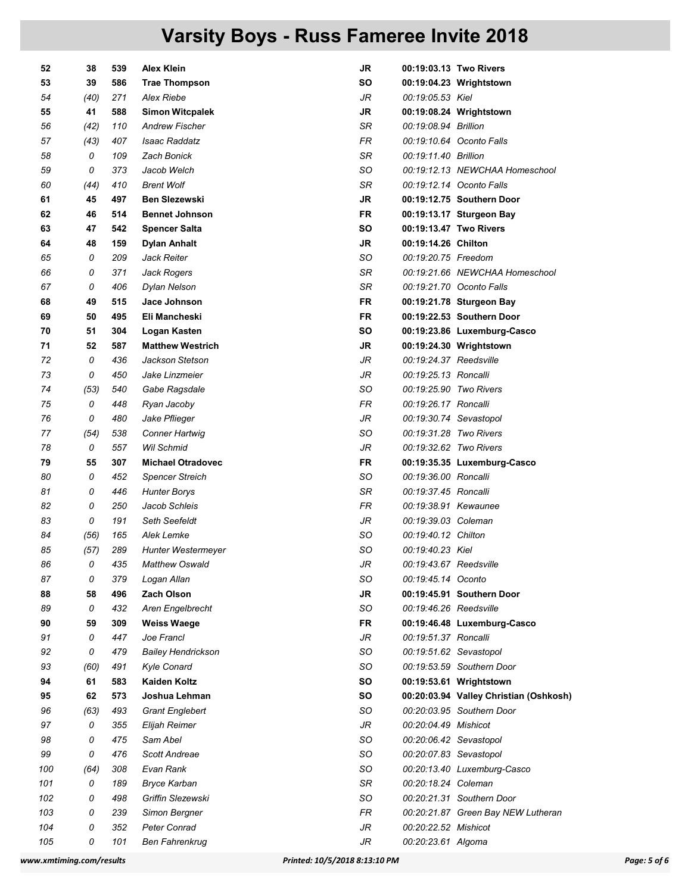# Varsity Boys - Russ Fameree Invite 2018

| | | | | | | |
|---|---|---|---|---|---|---|
| **52** | **38** | **539** | **Alex Klein** | **JR** | **00:19:03.13** | **Two Rivers** |
| **53** | **39** | **586** | **Trae Thompson** | **SO** | **00:19:04.23** | **Wrightstown** |
| *54* | *(40)* | *271* | *Alex Riebe* | *JR* | *00:19:05.53* | *Kiel* |
| **55** | **41** | **588** | **Simon Witcpalek** | **JR** | **00:19:08.24** | **Wrightstown** |
| *56* | *(42)* | *110* | *Andrew Fischer* | *SR* | *00:19:08.94* | *Brillion* |
| *57* | *(43)* | *407* | *Isaac Raddatz* | *FR* | *00:19:10.64* | *Oconto Falls* |
| *58* | *0* | *109* | *Zach Bonick* | *SR* | *00:19:11.40* | *Brillion* |
| *59* | *0* | *373* | *Jacob Welch* | *SO* | *00:19:12.13* | *NEWCHAA Homeschool* |
| *60* | *(44)* | *410* | *Brent Wolf* | *SR* | *00:19:12.14* | *Oconto Falls* |
| **61** | **45** | **497** | **Ben Slezewski** | **JR** | **00:19:12.75** | **Southern Door** |
| **62** | **46** | **514** | **Bennet Johnson** | **FR** | **00:19:13.17** | **Sturgeon Bay** |
| **63** | **47** | **542** | **Spencer Salta** | **SO** | **00:19:13.47** | **Two Rivers** |
| **64** | **48** | **159** | **Dylan Anhalt** | **JR** | **00:19:14.26** | **Chilton** |
| *65* | *0* | *209* | *Jack Reiter* | *SO* | *00:19:20.75* | *Freedom* |
| *66* | *0* | *371* | *Jack Rogers* | *SR* | *00:19:21.66* | *NEWCHAA Homeschool* |
| *67* | *0* | *406* | *Dylan Nelson* | *SR* | *00:19:21.70* | *Oconto Falls* |
| **68** | **49** | **515** | **Jace Johnson** | **FR** | **00:19:21.78** | **Sturgeon Bay** |
| **69** | **50** | **495** | **Eli Mancheski** | **FR** | **00:19:22.53** | **Southern Door** |
| **70** | **51** | **304** | **Logan Kasten** | **SO** | **00:19:23.86** | **Luxemburg-Casco** |
| **71** | **52** | **587** | **Matthew Westrich** | **JR** | **00:19:24.30** | **Wrightstown** |
| *72* | *0* | *436* | *Jackson Stetson* | *JR* | *00:19:24.37* | *Reedsville* |
| *73* | *0* | *450* | *Jake Linzmeier* | *JR* | *00:19:25.13* | *Roncalli* |
| *74* | *(53)* | *540* | *Gabe Ragsdale* | *SO* | *00:19:25.90* | *Two Rivers* |
| *75* | *0* | *448* | *Ryan Jacoby* | *FR* | *00:19:26.17* | *Roncalli* |
| *76* | *0* | *480* | *Jake Pflieger* | *JR* | *00:19:30.74* | *Sevastopol* |
| *77* | *(54)* | *538* | *Conner Hartwig* | *SO* | *00:19:31.28* | *Two Rivers* |
| *78* | *0* | *557* | *Wil Schmid* | *JR* | *00:19:32.62* | *Two Rivers* |
| **79** | **55** | **307** | **Michael Otradovec** | **FR** | **00:19:35.35** | **Luxemburg-Casco** |
| *80* | *0* | *452* | *Spencer Streich* | *SO* | *00:19:36.00* | *Roncalli* |
| *81* | *0* | *446* | *Hunter Borys* | *SR* | *00:19:37.45* | *Roncalli* |
| *82* | *0* | *250* | *Jacob Schleis* | *FR* | *00:19:38.91* | *Kewaunee* |
| *83* | *0* | *191* | *Seth Seefeldt* | *JR* | *00:19:39.03* | *Coleman* |
| *84* | *(56)* | *165* | *Alek Lemke* | *SO* | *00:19:40.12* | *Chilton* |
| *85* | *(57)* | *289* | *Hunter Westermeyer* | *SO* | *00:19:40.23* | *Kiel* |
| *86* | *0* | *435* | *Matthew Oswald* | *JR* | *00:19:43.67* | *Reedsville* |
| *87* | *0* | *379* | *Logan Allan* | *SO* | *00:19:45.14* | *Oconto* |
| **88** | **58** | **496** | **Zach Olson** | **JR** | **00:19:45.91** | **Southern Door** |
| *89* | *0* | *432* | *Aren Engelbrecht* | *SO* | *00:19:46.26* | *Reedsville* |
| **90** | **59** | **309** | **Weiss Waege** | **FR** | **00:19:46.48** | **Luxemburg-Casco** |
| *91* | *0* | *447* | *Joe Francl* | *JR* | *00:19:51.37* | *Roncalli* |
| *92* | *0* | *479* | *Bailey Hendrickson* | *SO* | *00:19:51.62* | *Sevastopol* |
| *93* | *(60)* | *491* | *Kyle Conard* | *SO* | *00:19:53.59* | *Southern Door* |
| **94** | **61** | **583** | **Kaiden Koltz** | **SO** | **00:19:53.61** | **Wrightstown** |
| **95** | **62** | **573** | **Joshua Lehman** | **SO** | **00:20:03.94** | **Valley Christian (Oshkosh)** |
| *96* | *(63)* | *493* | *Grant Englebert* | *SO* | *00:20:03.95* | *Southern Door* |
| *97* | *0* | *355* | *Elijah Reimer* | *JR* | *00:20:04.49* | *Mishicot* |
| *98* | *0* | *475* | *Sam Abel* | *SO* | *00:20:06.42* | *Sevastopol* |
| *99* | *0* | *476* | *Scott Andreae* | *SO* | *00:20:07.83* | *Sevastopol* |
| *100* | *(64)* | *308* | *Evan Rank* | *SO* | *00:20:13.40* | *Luxemburg-Casco* |
| *101* | *0* | *189* | *Bryce Karban* | *SR* | *00:20:18.24* | *Coleman* |
| *102* | *0* | *498* | *Griffin Slezewski* | *SO* | *00:20:21.31* | *Southern Door* |
| *103* | *0* | *239* | *Simon Bergner* | *FR* | *00:20:21.87* | *Green Bay NEW Lutheran* |
| *104* | *0* | *352* | *Peter Conrad* | *JR* | *00:20:22.52* | *Mishicot* |
| *105* | *0* | *101* | *Ben Fahrenkrug* | *JR* | *00:20:23.61* | *Algoma* |

www.xmtiming.com/results    Printed: 10/5/2018 8:13:10 PM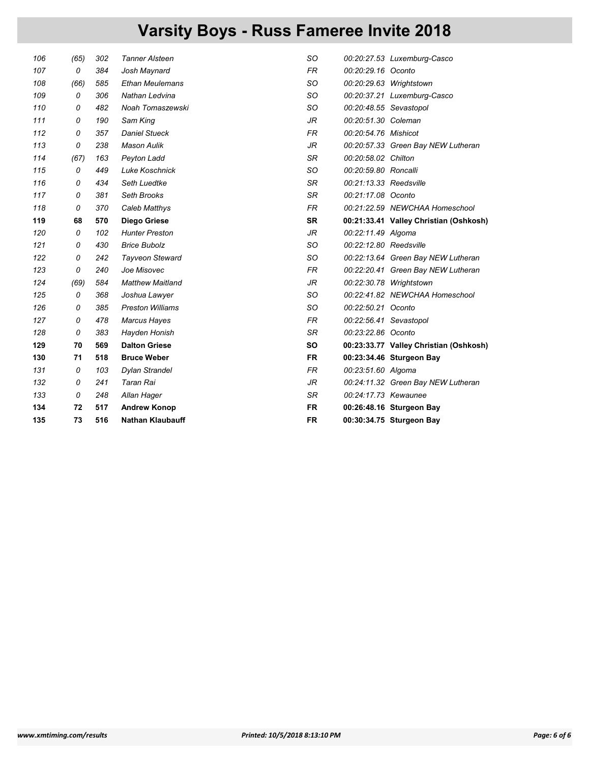# Varsity Boys - Russ Fameree Invite 2018

| | | | | | | |
|---|---|---|---|---|---|---|
| *106* | *(65)* | *302* | *Tanner Alsteen* | *SO* | *00:20:27.53* | *Luxemburg-Casco* |
| *107* | *0* | *384* | *Josh Maynard* | *FR* | *00:20:29.16* | *Oconto* |
| *108* | *(66)* | *585* | *Ethan Meulemans* | *SO* | *00:20:29.63* | *Wrightstown* |
| *109* | *0* | *306* | *Nathan Ledvina* | *SO* | *00:20:37.21* | *Luxemburg-Casco* |
| *110* | *0* | *482* | *Noah Tomaszewski* | *SO* | *00:20:48.55* | *Sevastopol* |
| *111* | *0* | *190* | *Sam King* | *JR* | *00:20:51.30* | *Coleman* |
| *112* | *0* | *357* | *Daniel Stueck* | *FR* | *00:20:54.76* | *Mishicot* |
| *113* | *0* | *238* | *Mason Aulik* | *JR* | *00:20:57.33* | *Green Bay NEW Lutheran* |
| *114* | *(67)* | *163* | *Peyton Ladd* | *SR* | *00:20:58.02* | *Chilton* |
| *115* | *0* | *449* | *Luke Koschnick* | *SO* | *00:20:59.80* | *Roncalli* |
| *116* | *0* | *434* | *Seth Luedtke* | *SR* | *00:21:13.33* | *Reedsville* |
| *117* | *0* | *381* | *Seth Brooks* | *SR* | *00:21:17.08* | *Oconto* |
| *118* | *0* | *370* | *Caleb Matthys* | *FR* | *00:21:22.59* | *NEWCHAA Homeschool* |
| **119** | **68** | **570** | **Diego Griese** | **SR** | **00:21:33.41** | **Valley Christian (Oshkosh)** |
| *120* | *0* | *102* | *Hunter Preston* | *JR* | *00:22:11.49* | *Algoma* |
| *121* | *0* | *430* | *Brice Bubolz* | *SO* | *00:22:12.80* | *Reedsville* |
| *122* | *0* | *242* | *Tayveon Steward* | *SO* | *00:22:13.64* | *Green Bay NEW Lutheran* |
| *123* | *0* | *240* | *Joe Misovec* | *FR* | *00:22:20.41* | *Green Bay NEW Lutheran* |
| *124* | *(69)* | *584* | *Matthew Maitland* | *JR* | *00:22:30.78* | *Wrightstown* |
| *125* | *0* | *368* | *Joshua Lawyer* | *SO* | *00:22:41.82* | *NEWCHAA Homeschool* |
| *126* | *0* | *385* | *Preston Williams* | *SO* | *00:22:50.21* | *Oconto* |
| *127* | *0* | *478* | *Marcus Hayes* | *FR* | *00:22:56.41* | *Sevastopol* |
| *128* | *0* | *383* | *Hayden Honish* | *SR* | *00:23:22.86* | *Oconto* |
| **129** | **70** | **569** | **Dalton Griese** | **SO** | **00:23:33.77** | **Valley Christian (Oshkosh)** |
| **130** | **71** | **518** | **Bruce Weber** | **FR** | **00:23:34.46** | **Sturgeon Bay** |
| *131* | *0* | *103* | *Dylan Strandel* | *FR* | *00:23:51.60* | *Algoma* |
| *132* | *0* | *241* | *Taran Rai* | *JR* | *00:24:11.32* | *Green Bay NEW Lutheran* |
| *133* | *0* | *248* | *Allan Hager* | *SR* | *00:24:17.73* | *Kewaunee* |
| **134** | **72** | **517** | **Andrew Konop** | **FR** | **00:26:48.16** | **Sturgeon Bay** |
| **135** | **73** | **516** | **Nathan Klaubauff** | **FR** | **00:30:34.75** | **Sturgeon Bay** |

www.xmtiming.com/results

Printed: 10/5/2018 8:13:10 PM